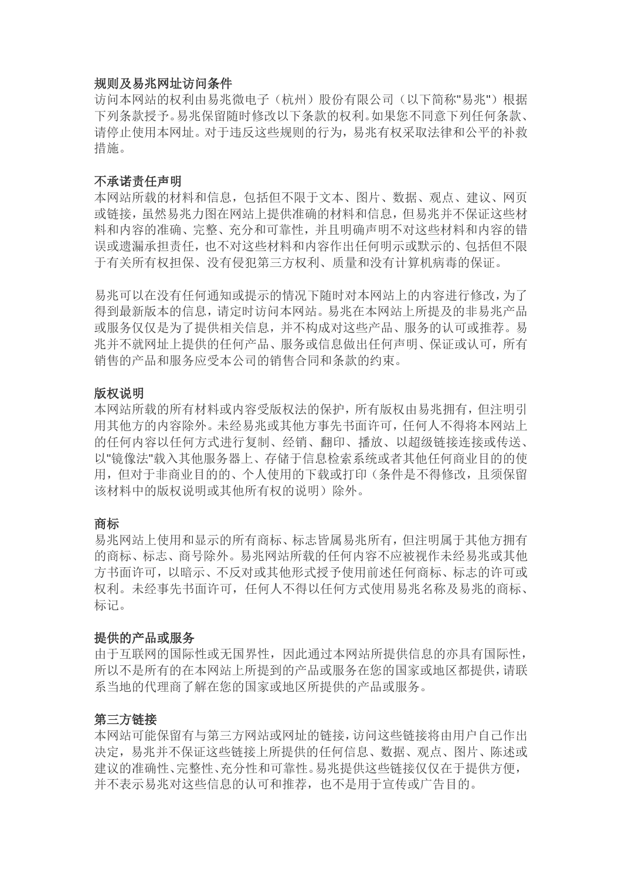## 规则及易兆网址访问条件

访问本网站的权利由易兆微电子（杭州）股份有限公司（以下简称"易兆"）根据下列条款授予。易兆保留随时修改以下条款的权利。如果您不同意下列任何条款、请停止使用本网址。对于违反这些规则的行为，易兆有权采取法律和公平的补救措施。

## 不承诺责任声明

本网站所载的材料和信息，包括但不限于文本、图片、数据、观点、建议、网页或链接，虽然易兆力图在网站上提供准确的材料和信息，但易兆并不保证这些材料和内容的准确、完整、充分和可靠性，并且明确声明不对这些材料和内容的错误或遗漏承担责任，也不对这些材料和内容作出任何明示或默示的、包括但不限于有关所有权担保、没有侵犯第三方权利、质量和没有计算机病毒的保证。

易兆可以在没有任何通知或提示的情况下随时对本网站上的内容进行修改，为了得到最新版本的信息，请定时访问本网站。易兆在本网站上所提及的非易兆产品或服务仅仅是为了提供相关信息，并不构成对这些产品、服务的认可或推荐。易兆并不就网址上提供的任何产品、服务或信息做出任何声明、保证或认可，所有销售的产品和服务应受本公司的销售合同和条款的约束。

## 版权说明

本网站所载的所有材料或内容受版权法的保护，所有版权由易兆拥有，但注明引用其他方的内容除外。未经易兆或其他方事先书面许可，任何人不得将本网站上的任何内容以任何方式进行复制、经销、翻印、播放、以超级链接连接或传送、以"镜像法"载入其他服务器上、存储于信息检索系统或者其他任何商业目的的使用，但对于非商业目的的、个人使用的下载或打印（条件是不得修改，且须保留该材料中的版权说明或其他所有权的说明）除外。

## 商标

易兆网站上使用和显示的所有商标、标志皆属易兆所有，但注明属于其他方拥有的商标、标志、商号除外。易兆网站所载的任何内容不应被视作未经易兆或其他方书面许可，以暗示、不反对或其他形式授予使用前述任何商标、标志的许可或权利。未经事先书面许可，任何人不得以任何方式使用易兆名称及易兆的商标、标记。

## 提供的产品或服务

由于互联网的国际性或无国界性，因此通过本网站所提供信息的亦具有国际性，所以不是所有的在本网站上所提到的产品或服务在您的国家或地区都提供，请联系当地的代理商了解在您的国家或地区所提供的产品或服务。

## 第三方链接

本网站可能保留有与第三方网站或网址的链接，访问这些链接将由用户自己作出决定，易兆并不保证这些链接上所提供的任何信息、数据、观点、图片、陈述或建议的准确性、完整性、充分性和可靠性。易兆提供这些链接仅仅在于提供方便，并不表示易兆对这些信息的认可和推荐，也不是用于宣传或广告目的。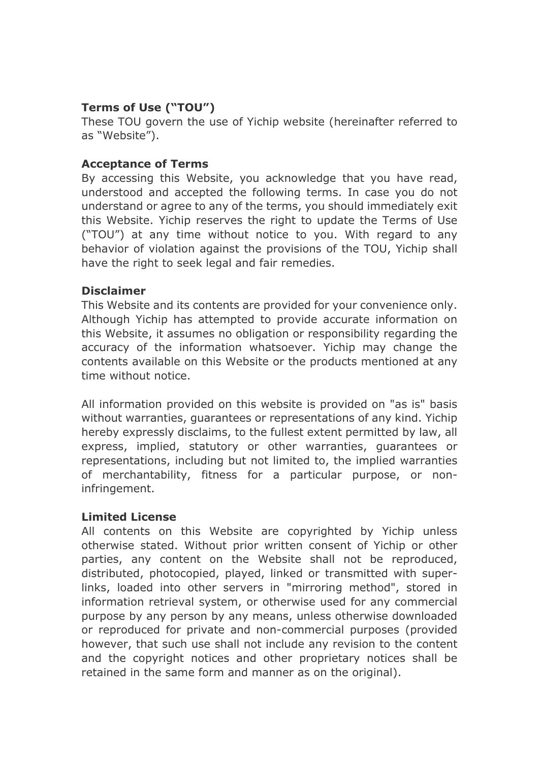**Terms of Use ("TOU")**

These TOU govern the use of Yichip website (hereinafter referred to as "Website").

**Acceptance of Terms**

By accessing this Website, you acknowledge that you have read, understood and accepted the following terms. In case you do not understand or agree to any of the terms, you should immediately exit this Website. Yichip reserves the right to update the Terms of Use ("TOU") at any time without notice to you. With regard to any behavior of violation against the provisions of the TOU, Yichip shall have the right to seek legal and fair remedies.

**Disclaimer**

This Website and its contents are provided for your convenience only. Although Yichip has attempted to provide accurate information on this Website, it assumes no obligation or responsibility regarding the accuracy of the information whatsoever. Yichip may change the contents available on this Website or the products mentioned at any time without notice.

All information provided on this website is provided on "as is" basis without warranties, guarantees or representations of any kind. Yichip hereby expressly disclaims, to the fullest extent permitted by law, all express, implied, statutory or other warranties, guarantees or representations, including but not limited to, the implied warranties of merchantability, fitness for a particular purpose, or non-infringement.

**Limited License**

All contents on this Website are copyrighted by Yichip unless otherwise stated. Without prior written consent of Yichip or other parties, any content on the Website shall not be reproduced, distributed, photocopied, played, linked or transmitted with super-links, loaded into other servers in "mirroring method", stored in information retrieval system, or otherwise used for any commercial purpose by any person by any means, unless otherwise downloaded or reproduced for private and non-commercial purposes (provided however, that such use shall not include any revision to the content and the copyright notices and other proprietary notices shall be retained in the same form and manner as on the original).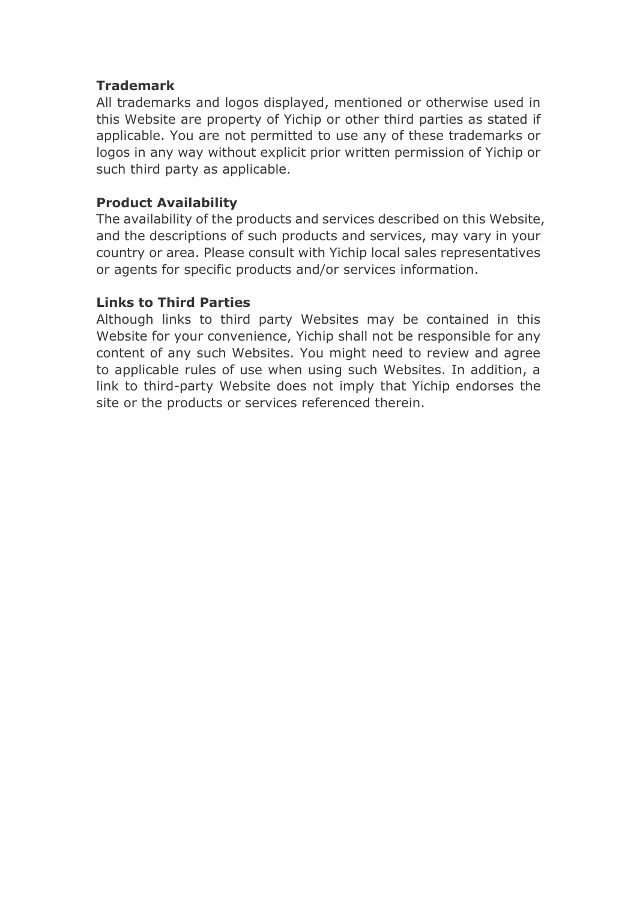**Trademark**

All trademarks and logos displayed, mentioned or otherwise used in this Website are property of Yichip or other third parties as stated if applicable. You are not permitted to use any of these trademarks or logos in any way without explicit prior written permission of Yichip or such third party as applicable.

**Product Availability**

The availability of the products and services described on this Website, and the descriptions of such products and services, may vary in your country or area. Please consult with Yichip local sales representatives or agents for specific products and/or services information.

**Links to Third Parties**

Although links to third party Websites may be contained in this Website for your convenience, Yichip shall not be responsible for any content of any such Websites. You might need to review and agree to applicable rules of use when using such Websites. In addition, a link to third-party Website does not imply that Yichip endorses the site or the products or services referenced therein.